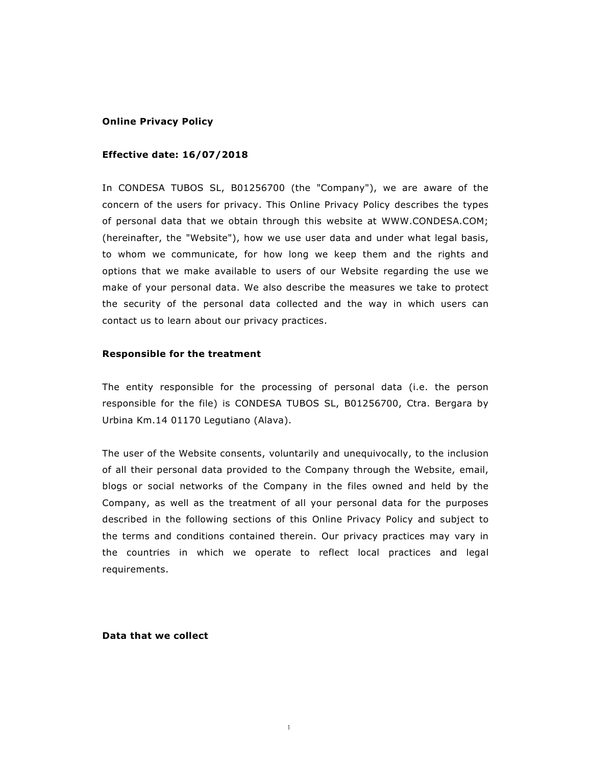## Online Privacy Policy

**Effective date: 16/07/2018**

In CONDESA TUBOS SL, B01256700 (the "Company"), we are aware of the concern of the users for privacy. This Online Privacy Policy describes the types of personal data that we obtain through this website at WWW.CONDESA.COM; (hereinafter, the "Website"), how we use user data and under what legal basis, to whom we communicate, for how long we keep them and the rights and options that we make available to users of our Website regarding the use we make of your personal data. We also describe the measures we take to protect the security of the personal data collected and the way in which users can contact us to learn about our privacy practices.

### Responsible for the treatment

The entity responsible for the processing of personal data (i.e. the person responsible for the file) is CONDESA TUBOS SL, B01256700, Ctra. Bergara by Urbina Km.14 01170 Legutiano (Alava).

The user of the Website consents, voluntarily and unequivocally, to the inclusion of all their personal data provided to the Company through the Website, email, blogs or social networks of the Company in the files owned and held by the Company, as well as the treatment of all your personal data for the purposes described in the following sections of this Online Privacy Policy and subject to the terms and conditions contained therein. Our privacy practices may vary in the countries in which we operate to reflect local practices and legal requirements.

### Data that we collect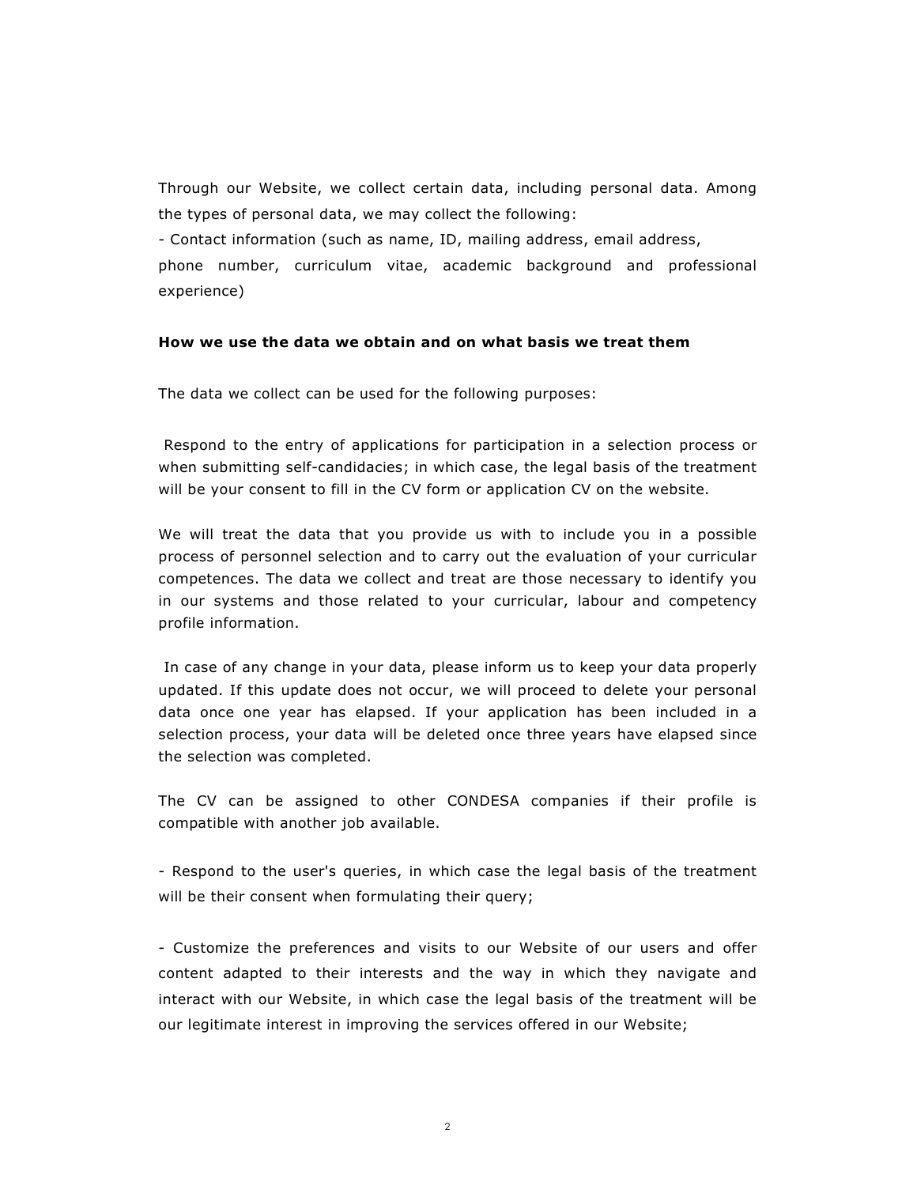Through our Website, we collect certain data, including personal data. Among the types of personal data, we may collect the following:

- Contact information (such as name, ID, mailing address, email address, phone number, curriculum vitae, academic background and professional experience)

**How we use the data we obtain and on what basis we treat them**

The data we collect can be used for the following purposes:

Respond to the entry of applications for participation in a selection process or when submitting self-candidacies; in which case, the legal basis of the treatment will be your consent to fill in the CV form or application CV on the website.

We will treat the data that you provide us with to include you in a possible process of personnel selection and to carry out the evaluation of your curricular competences. The data we collect and treat are those necessary to identify you in our systems and those related to your curricular, labour and competency profile information.

In case of any change in your data, please inform us to keep your data properly updated. If this update does not occur, we will proceed to delete your personal data once one year has elapsed. If your application has been included in a selection process, your data will be deleted once three years have elapsed since the selection was completed.

The CV can be assigned to other CONDESA companies if their profile is compatible with another job available.

- Respond to the user's queries, in which case the legal basis of the treatment will be their consent when formulating their query;

- Customize the preferences and visits to our Website of our users and offer content adapted to their interests and the way in which they navigate and interact with our Website, in which case the legal basis of the treatment will be our legitimate interest in improving the services offered in our Website;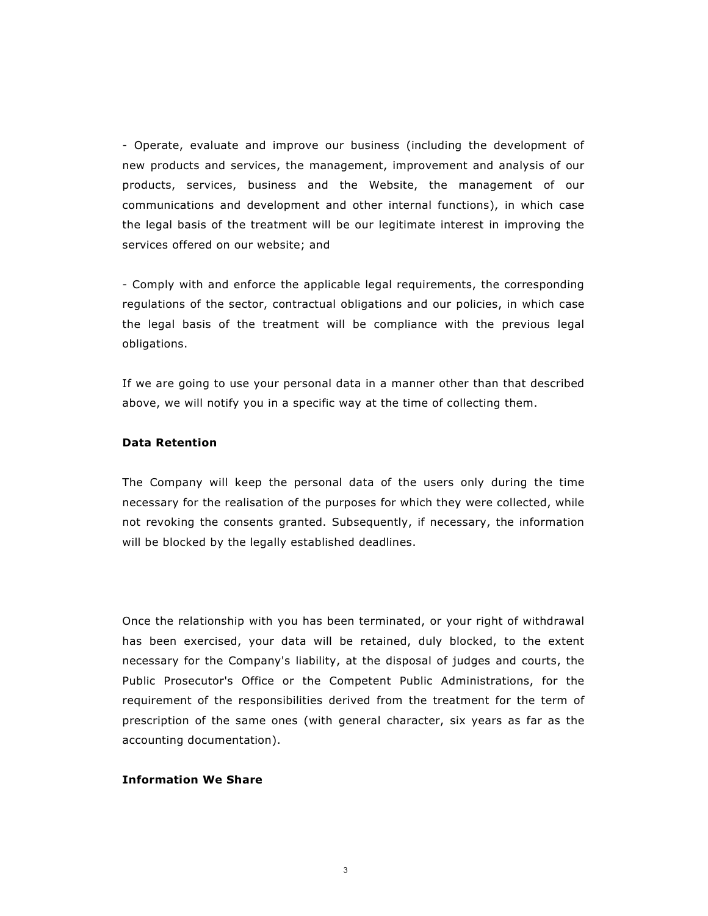- Operate, evaluate and improve our business (including the development of new products and services, the management, improvement and analysis of our products, services, business and the Website, the management of our communications and development and other internal functions), in which case the legal basis of the treatment will be our legitimate interest in improving the services offered on our website; and

- Comply with and enforce the applicable legal requirements, the corresponding regulations of the sector, contractual obligations and our policies, in which case the legal basis of the treatment will be compliance with the previous legal obligations.

If we are going to use your personal data in a manner other than that described above, we will notify you in a specific way at the time of collecting them.

**Data Retention**

The Company will keep the personal data of the users only during the time necessary for the realisation of the purposes for which they were collected, while not revoking the consents granted. Subsequently, if necessary, the information will be blocked by the legally established deadlines.

Once the relationship with you has been terminated, or your right of withdrawal has been exercised, your data will be retained, duly blocked, to the extent necessary for the Company's liability, at the disposal of judges and courts, the Public Prosecutor's Office or the Competent Public Administrations, for the requirement of the responsibilities derived from the treatment for the term of prescription of the same ones (with general character, six years as far as the accounting documentation).

**Information We Share**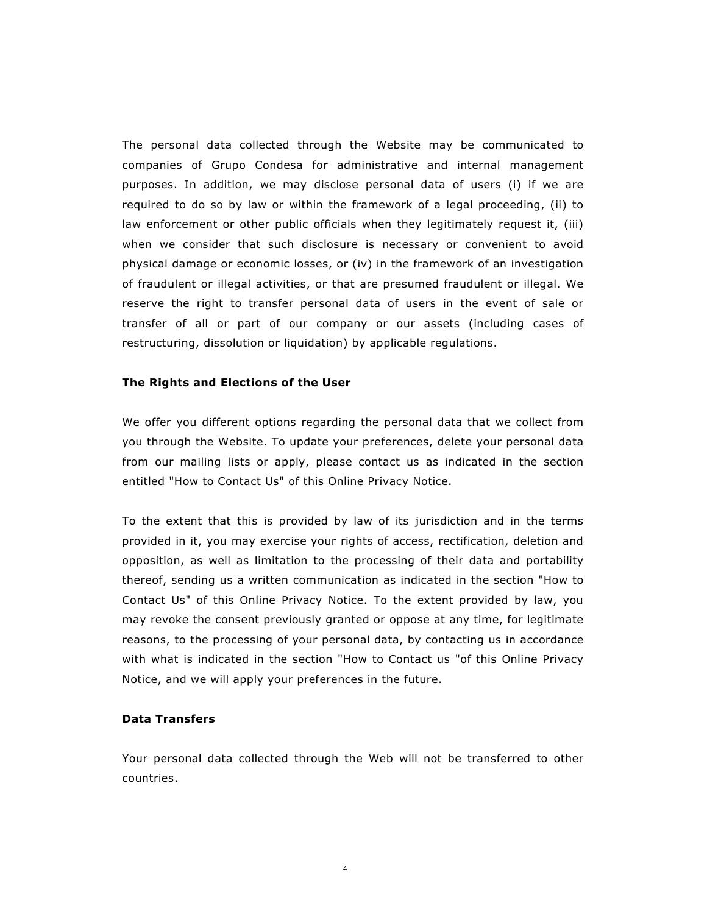The personal data collected through the Website may be communicated to companies of Grupo Condesa for administrative and internal management purposes. In addition, we may disclose personal data of users (i) if we are required to do so by law or within the framework of a legal proceeding, (ii) to law enforcement or other public officials when they legitimately request it, (iii) when we consider that such disclosure is necessary or convenient to avoid physical damage or economic losses, or (iv) in the framework of an investigation of fraudulent or illegal activities, or that are presumed fraudulent or illegal. We reserve the right to transfer personal data of users in the event of sale or transfer of all or part of our company or our assets (including cases of restructuring, dissolution or liquidation) by applicable regulations.

**The Rights and Elections of the User**

We offer you different options regarding the personal data that we collect from you through the Website. To update your preferences, delete your personal data from our mailing lists or apply, please contact us as indicated in the section entitled "How to Contact Us" of this Online Privacy Notice.

To the extent that this is provided by law of its jurisdiction and in the terms provided in it, you may exercise your rights of access, rectification, deletion and opposition, as well as limitation to the processing of their data and portability thereof, sending us a written communication as indicated in the section "How to Contact Us" of this Online Privacy Notice. To the extent provided by law, you may revoke the consent previously granted or oppose at any time, for legitimate reasons, to the processing of your personal data, by contacting us in accordance with what is indicated in the section "How to Contact us "of this Online Privacy Notice, and we will apply your preferences in the future.

**Data Transfers**

Your personal data collected through the Web will not be transferred to other countries.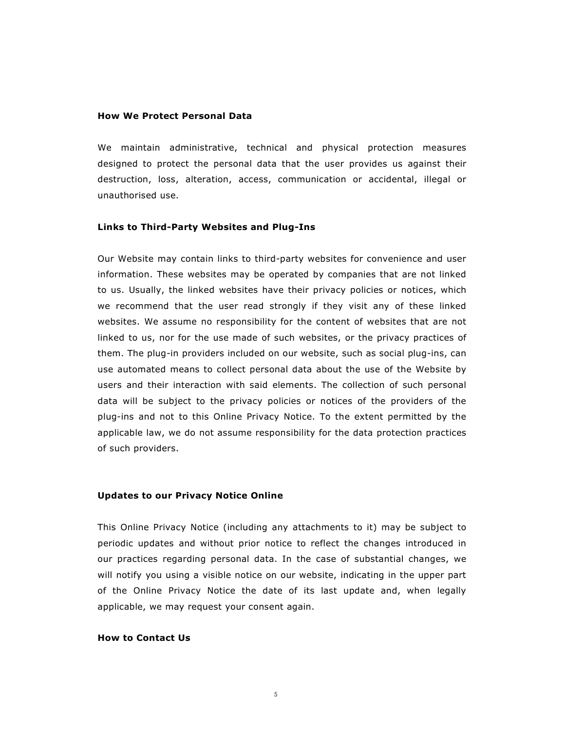## How We Protect Personal Data

We maintain administrative, technical and physical protection measures designed to protect the personal data that the user provides us against their destruction, loss, alteration, access, communication or accidental, illegal or unauthorised use.

## Links to Third-Party Websites and Plug-Ins

Our Website may contain links to third-party websites for convenience and user information. These websites may be operated by companies that are not linked to us. Usually, the linked websites have their privacy policies or notices, which we recommend that the user read strongly if they visit any of these linked websites. We assume no responsibility for the content of websites that are not linked to us, nor for the use made of such websites, or the privacy practices of them. The plug-in providers included on our website, such as social plug-ins, can use automated means to collect personal data about the use of the Website by users and their interaction with said elements. The collection of such personal data will be subject to the privacy policies or notices of the providers of the plug-ins and not to this Online Privacy Notice. To the extent permitted by the applicable law, we do not assume responsibility for the data protection practices of such providers.

## Updates to our Privacy Notice Online

This Online Privacy Notice (including any attachments to it) may be subject to periodic updates and without prior notice to reflect the changes introduced in our practices regarding personal data. In the case of substantial changes, we will notify you using a visible notice on our website, indicating in the upper part of the Online Privacy Notice the date of its last update and, when legally applicable, we may request your consent again.

## How to Contact Us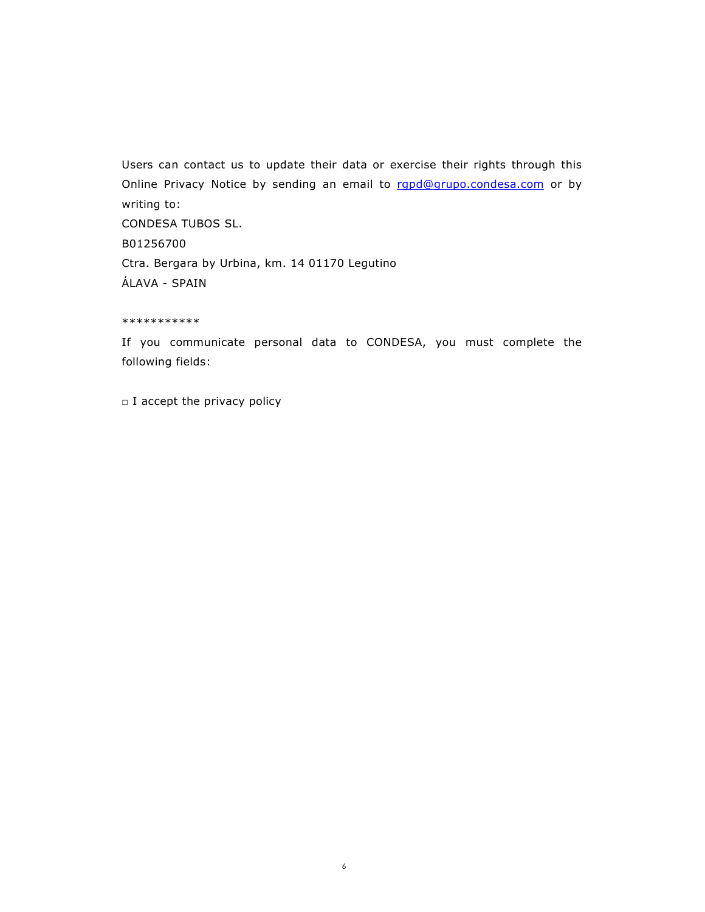Users can contact us to update their data or exercise their rights through this Online Privacy Notice by sending an email to rgpd@grupo.condesa.com or by writing to:
CONDESA TUBOS SL.
B01256700
Ctra. Bergara by Urbina, km. 14 01170 Legutino
ÁLAVA - SPAIN

***********

If you communicate personal data to CONDESA, you must complete the following fields:

□ I accept the privacy policy